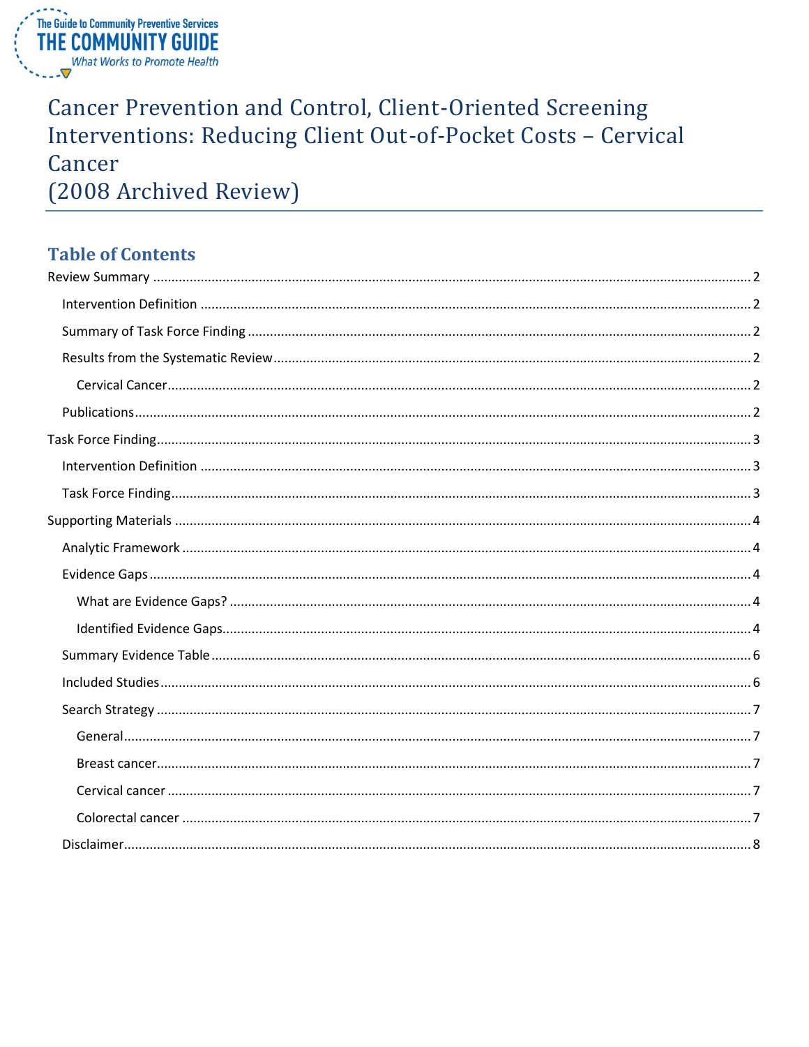The Guide to Community Preventive Services
THE COMMUNITY GUIDE
*What Works to Promote Health*

# Cancer Prevention and Control, Client-Oriented Screening Interventions: Reducing Client Out-of-Pocket Costs – Cervical Cancer (2008 Archived Review)

## Table of Contents

Review Summary ..... 2
- Intervention Definition ..... 2
- Summary of Task Force Finding ..... 2
- Results from the Systematic Review ..... 2
  - Cervical Cancer ..... 2
- Publications ..... 2

Task Force Finding ..... 3
- Intervention Definition ..... 3
- Task Force Finding ..... 3

Supporting Materials ..... 4
- Analytic Framework ..... 4
- Evidence Gaps ..... 4
  - What are Evidence Gaps? ..... 4
  - Identified Evidence Gaps ..... 4
- Summary Evidence Table ..... 6
- Included Studies ..... 6
- Search Strategy ..... 7
  - General ..... 7
  - Breast cancer ..... 7
  - Cervical cancer ..... 7
  - Colorectal cancer ..... 7
- Disclaimer ..... 8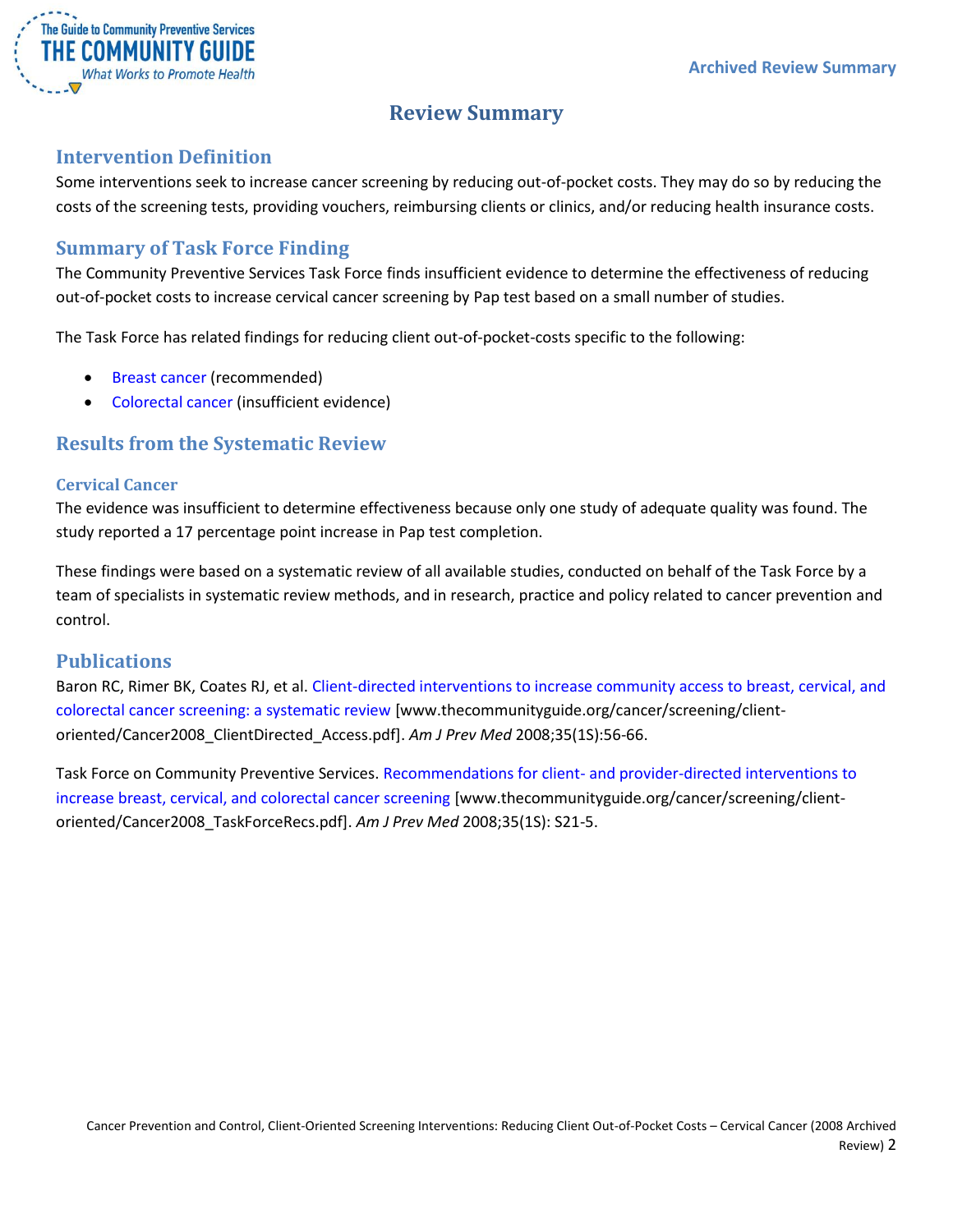# Review Summary

## Intervention Definition

Some interventions seek to increase cancer screening by reducing out-of-pocket costs. They may do so by reducing the costs of the screening tests, providing vouchers, reimbursing clients or clinics, and/or reducing health insurance costs.

## Summary of Task Force Finding

The Community Preventive Services Task Force finds insufficient evidence to determine the effectiveness of reducing out-of-pocket costs to increase cervical cancer screening by Pap test based on a small number of studies.

The Task Force has related findings for reducing client out-of-pocket-costs specific to the following:

- Breast cancer (recommended)
- Colorectal cancer (insufficient evidence)

## Results from the Systematic Review

### Cervical Cancer

The evidence was insufficient to determine effectiveness because only one study of adequate quality was found. The study reported a 17 percentage point increase in Pap test completion.

These findings were based on a systematic review of all available studies, conducted on behalf of the Task Force by a team of specialists in systematic review methods, and in research, practice and policy related to cancer prevention and control.

## Publications

Baron RC, Rimer BK, Coates RJ, et al. Client-directed interventions to increase community access to breast, cervical, and colorectal cancer screening: a systematic review [www.thecommunityguide.org/cancer/screening/client-oriented/Cancer2008_ClientDirected_Access.pdf]. *Am J Prev Med* 2008;35(1S):56-66.

Task Force on Community Preventive Services. Recommendations for client- and provider-directed interventions to increase breast, cervical, and colorectal cancer screening [www.thecommunityguide.org/cancer/screening/client-oriented/Cancer2008_TaskForceRecs.pdf]. *Am J Prev Med* 2008;35(1S): S21-5.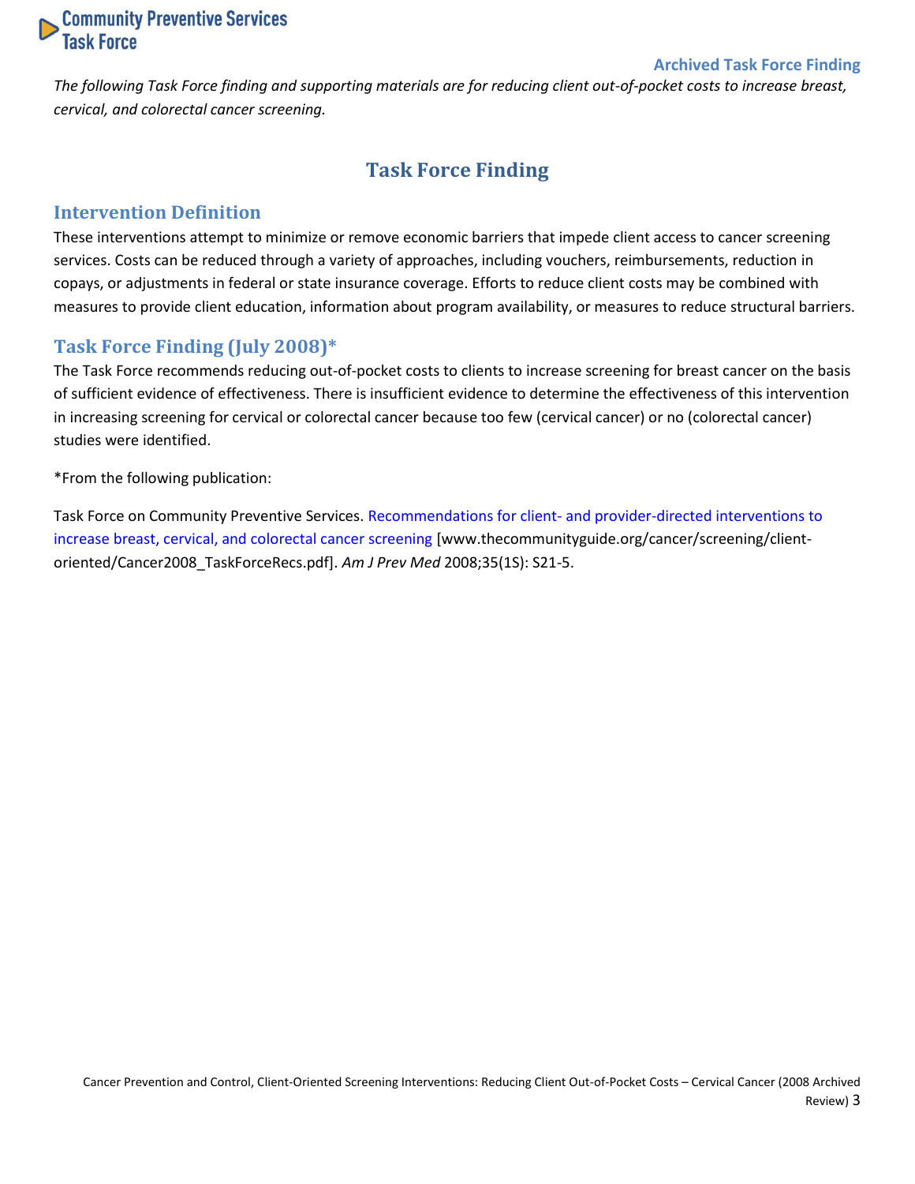*The following Task Force finding and supporting materials are for reducing client out-of-pocket costs to increase breast, cervical, and colorectal cancer screening.*

# Task Force Finding

## Intervention Definition

These interventions attempt to minimize or remove economic barriers that impede client access to cancer screening services. Costs can be reduced through a variety of approaches, including vouchers, reimbursements, reduction in copays, or adjustments in federal or state insurance coverage. Efforts to reduce client costs may be combined with measures to provide client education, information about program availability, or measures to reduce structural barriers.

## Task Force Finding (July 2008)*

The Task Force recommends reducing out-of-pocket costs to clients to increase screening for breast cancer on the basis of sufficient evidence of effectiveness. There is insufficient evidence to determine the effectiveness of this intervention in increasing screening for cervical or colorectal cancer because too few (cervical cancer) or no (colorectal cancer) studies were identified.

*From the following publication:

Task Force on Community Preventive Services. Recommendations for client- and provider-directed interventions to increase breast, cervical, and colorectal cancer screening [www.thecommunityguide.org/cancer/screening/client-oriented/Cancer2008_TaskForceRecs.pdf]. *Am J Prev Med* 2008;35(1S): S21-5.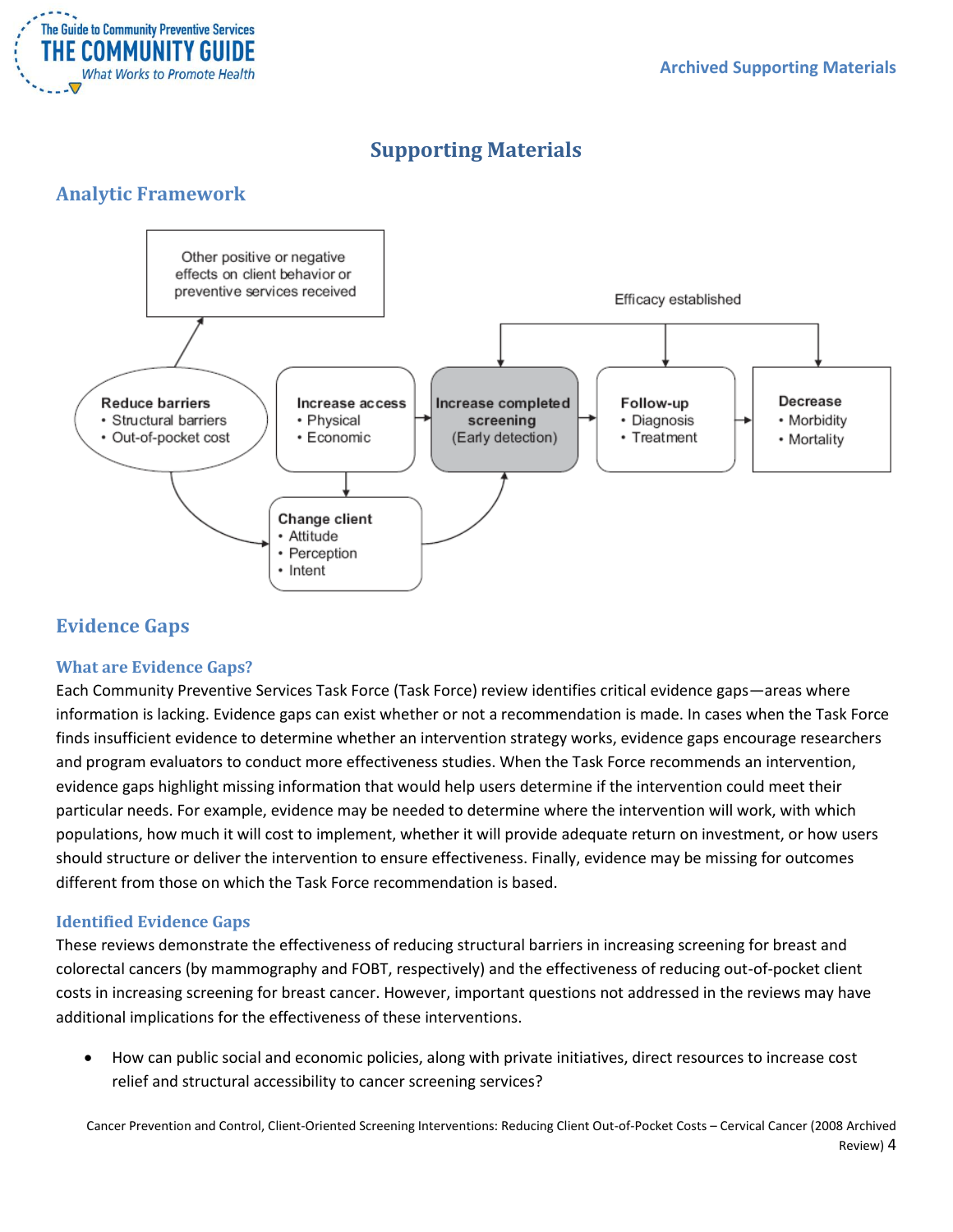# Supporting Materials

## Analytic Framework

Other positive or negative effects on client behavior or preventive services received

Efficacy established

**Reduce barriers**
- Structural barriers
- Out-of-pocket cost

**Increase access**
- Physical
- Economic

**Increase completed screening**
(Early detection)

**Follow-up**
- Diagnosis
- Treatment

**Decrease**
- Morbidity
- Mortality

**Change client**
- Attitude
- Perception
- Intent

## Evidence Gaps

### What are Evidence Gaps?

Each Community Preventive Services Task Force (Task Force) review identifies critical evidence gaps—areas where information is lacking. Evidence gaps can exist whether or not a recommendation is made. In cases when the Task Force finds insufficient evidence to determine whether an intervention strategy works, evidence gaps encourage researchers and program evaluators to conduct more effectiveness studies. When the Task Force recommends an intervention, evidence gaps highlight missing information that would help users determine if the intervention could meet their particular needs. For example, evidence may be needed to determine where the intervention will work, with which populations, how much it will cost to implement, whether it will provide adequate return on investment, or how users should structure or deliver the intervention to ensure effectiveness. Finally, evidence may be missing for outcomes different from those on which the Task Force recommendation is based.

### Identified Evidence Gaps

These reviews demonstrate the effectiveness of reducing structural barriers in increasing screening for breast and colorectal cancers (by mammography and FOBT, respectively) and the effectiveness of reducing out-of-pocket client costs in increasing screening for breast cancer. However, important questions not addressed in the reviews may have additional implications for the effectiveness of these interventions.

- How can public social and economic policies, along with private initiatives, direct resources to increase cost relief and structural accessibility to cancer screening services?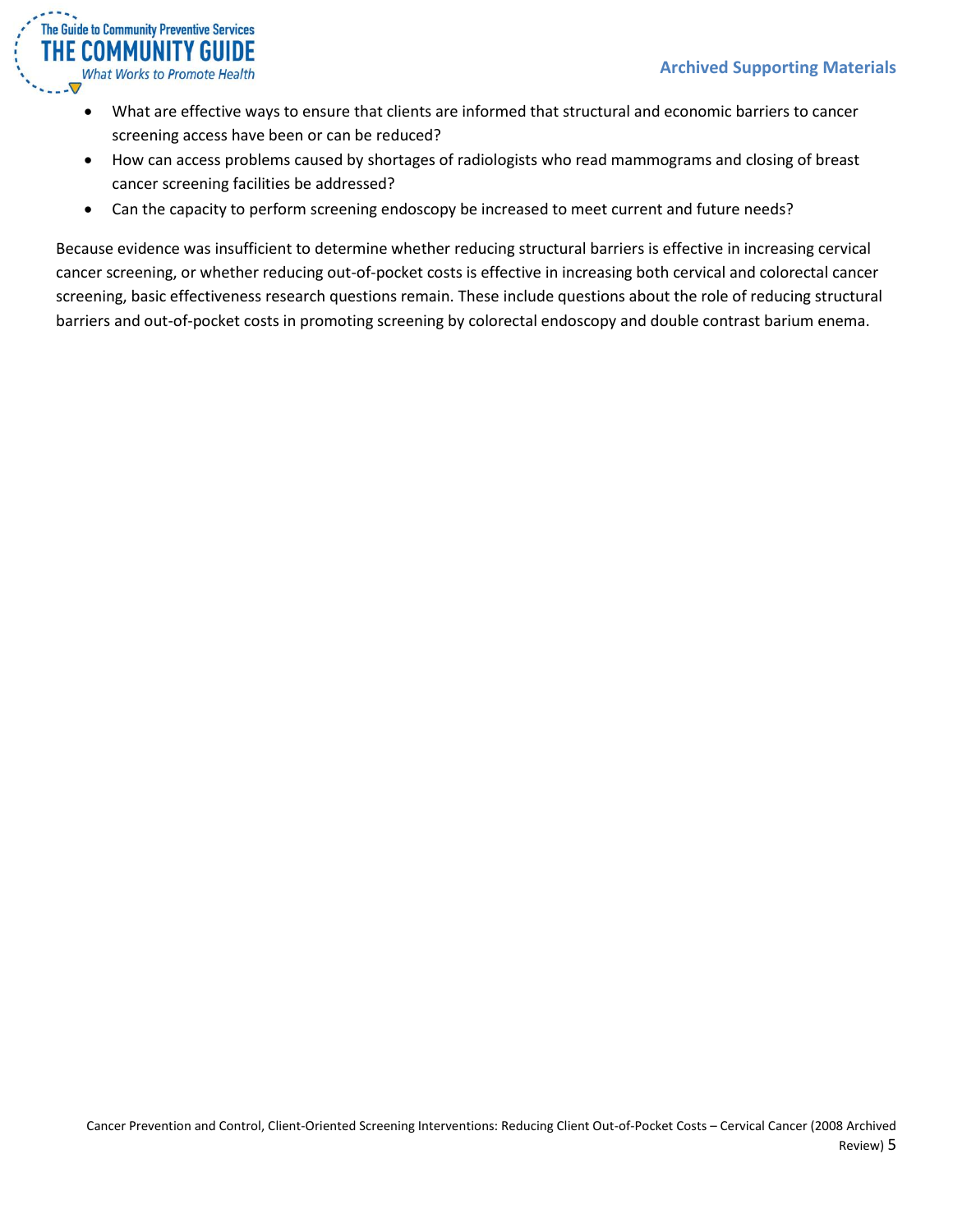- What are effective ways to ensure that clients are informed that structural and economic barriers to cancer screening access have been or can be reduced?
- How can access problems caused by shortages of radiologists who read mammograms and closing of breast cancer screening facilities be addressed?
- Can the capacity to perform screening endoscopy be increased to meet current and future needs?

Because evidence was insufficient to determine whether reducing structural barriers is effective in increasing cervical cancer screening, or whether reducing out-of-pocket costs is effective in increasing both cervical and colorectal cancer screening, basic effectiveness research questions remain. These include questions about the role of reducing structural barriers and out-of-pocket costs in promoting screening by colorectal endoscopy and double contrast barium enema.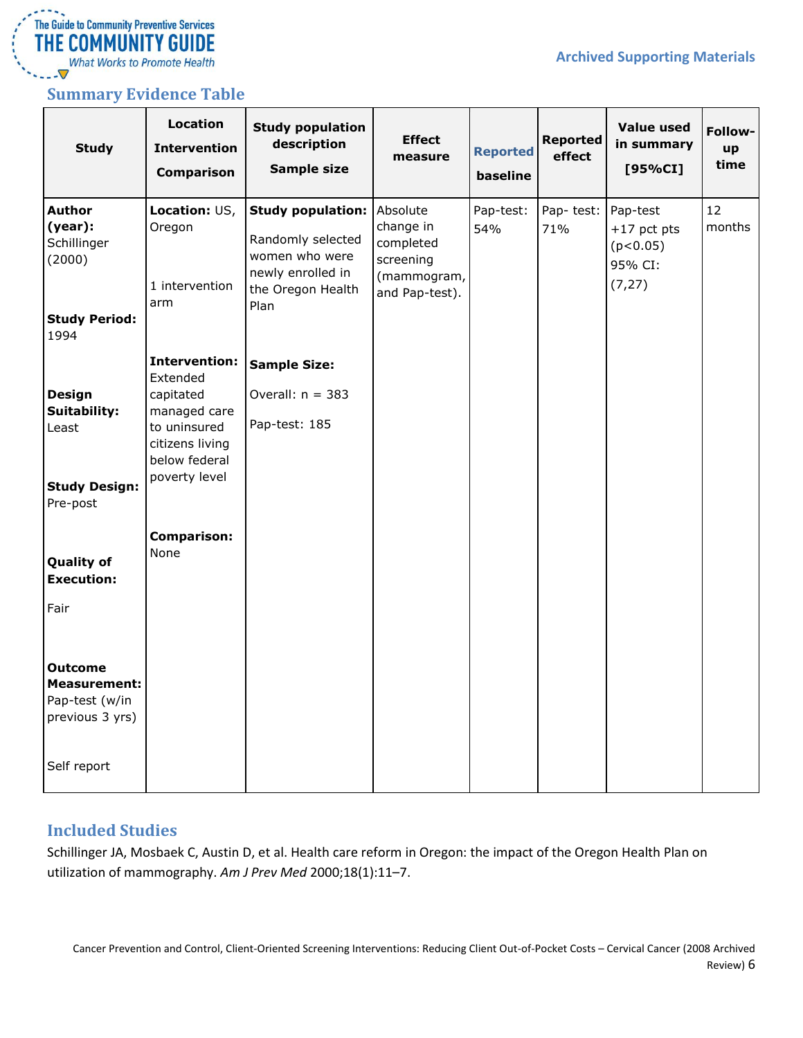## Summary Evidence Table

| Study | Location<br>Intervention<br>Comparison | Study population description<br>Sample size | Effect measure | Reported baseline | Reported effect | Value used in summary [95%CI] | Follow-up time |
|---|---|---|---|---|---|---|---|
| **Author (year):** Schillinger (2000)<br><br>**Study Period:** 1994<br><br>**Design Suitability:** Least<br><br>**Study Design:** Pre-post<br><br>**Quality of Execution:**<br>Fair<br><br>**Outcome Measurement:** Pap-test (w/in previous 3 yrs)<br><br>Self report | **Location:** US, Oregon<br><br>1 intervention arm<br><br>**Intervention:** Extended capitated managed care to uninsured citizens living below federal poverty level<br><br>**Comparison:** None | **Study population:**<br>Randomly selected women who were newly enrolled in the Oregon Health Plan<br><br>**Sample Size:**<br>Overall: n = 383<br>Pap-test: 185 | Absolute change in completed screening (mammogram, and Pap-test). | Pap-test: 54% | Pap- test: 71% | Pap-test +17 pct pts ($p<0.05$)<br>95% CI: (7,27) | 12 months |

## Included Studies

Schillinger JA, Mosbaek C, Austin D, et al. Health care reform in Oregon: the impact of the Oregon Health Plan on utilization of mammography. *Am J Prev Med* 2000;18(1):11–7.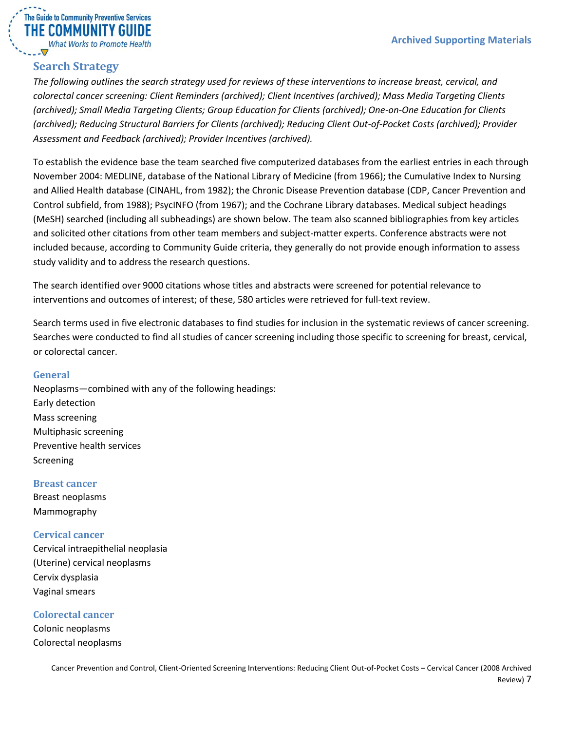## Search Strategy

*The following outlines the search strategy used for reviews of these interventions to increase breast, cervical, and colorectal cancer screening: Client Reminders (archived); Client Incentives (archived); Mass Media Targeting Clients (archived); Small Media Targeting Clients; Group Education for Clients (archived); One-on-One Education for Clients (archived); Reducing Structural Barriers for Clients (archived); Reducing Client Out-of-Pocket Costs (archived); Provider Assessment and Feedback (archived); Provider Incentives (archived).*

To establish the evidence base the team searched five computerized databases from the earliest entries in each through November 2004: MEDLINE, database of the National Library of Medicine (from 1966); the Cumulative Index to Nursing and Allied Health database (CINAHL, from 1982); the Chronic Disease Prevention database (CDP, Cancer Prevention and Control subfield, from 1988); PsycINFO (from 1967); and the Cochrane Library databases. Medical subject headings (MeSH) searched (including all subheadings) are shown below. The team also scanned bibliographies from key articles and solicited other citations from other team members and subject-matter experts. Conference abstracts were not included because, according to Community Guide criteria, they generally do not provide enough information to assess study validity and to address the research questions.

The search identified over 9000 citations whose titles and abstracts were screened for potential relevance to interventions and outcomes of interest; of these, 580 articles were retrieved for full-text review.

Search terms used in five electronic databases to find studies for inclusion in the systematic reviews of cancer screening. Searches were conducted to find all studies of cancer screening including those specific to screening for breast, cervical, or colorectal cancer.

### General

Neoplasms—combined with any of the following headings:
Early detection
Mass screening
Multiphasic screening
Preventive health services
Screening

### Breast cancer

Breast neoplasms
Mammography

### Cervical cancer

Cervical intraepithelial neoplasia
(Uterine) cervical neoplasms
Cervix dysplasia
Vaginal smears

### Colorectal cancer

Colonic neoplasms
Colorectal neoplasms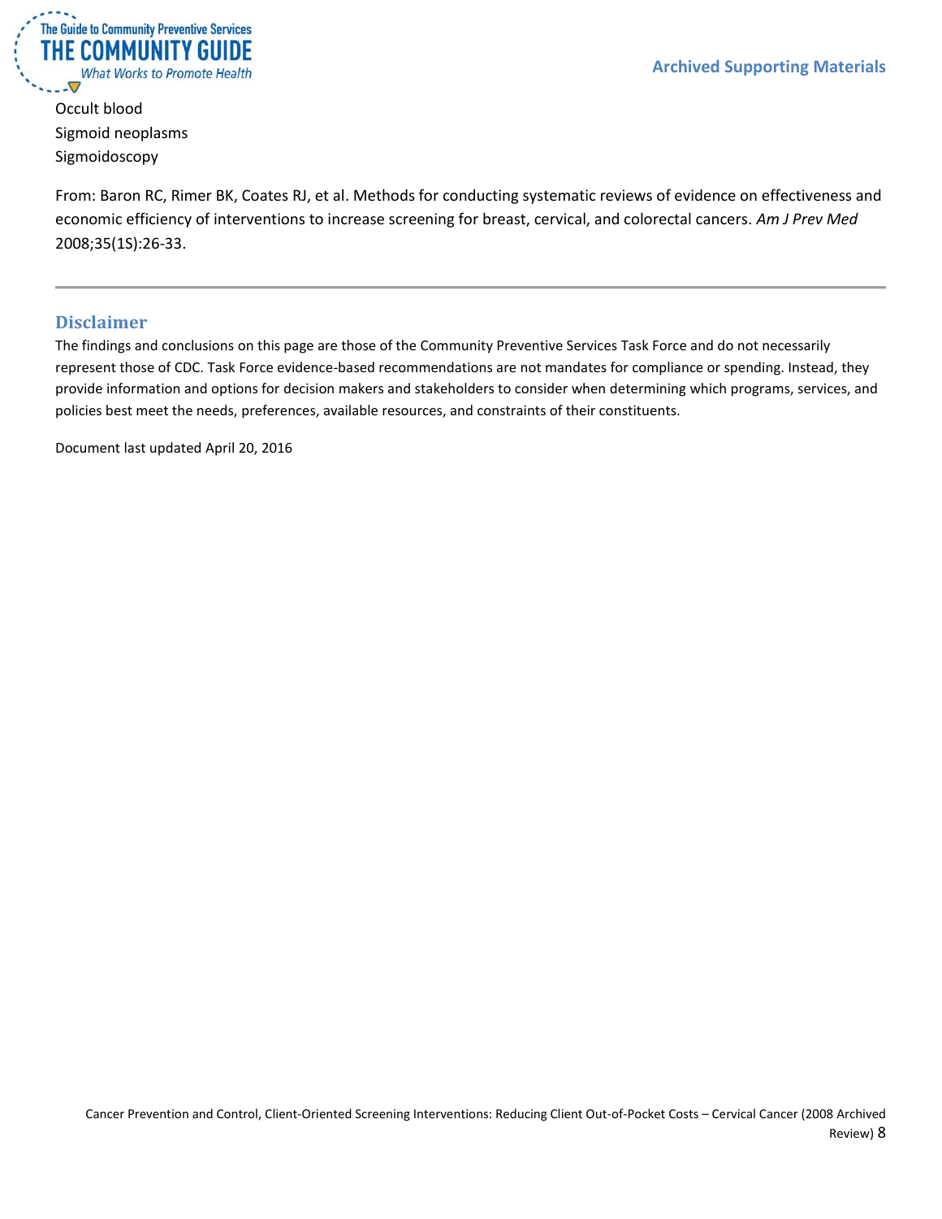Occult blood  
Sigmoid neoplasms  
Sigmoidoscopy

From: Baron RC, Rimer BK, Coates RJ, et al. Methods for conducting systematic reviews of evidence on effectiveness and economic efficiency of interventions to increase screening for breast, cervical, and colorectal cancers. *Am J Prev Med* 2008;35(1S):26-33.

---

## Disclaimer

The findings and conclusions on this page are those of the Community Preventive Services Task Force and do not necessarily represent those of CDC. Task Force evidence-based recommendations are not mandates for compliance or spending. Instead, they provide information and options for decision makers and stakeholders to consider when determining which programs, services, and policies best meet the needs, preferences, available resources, and constraints of their constituents.

Document last updated April 20, 2016